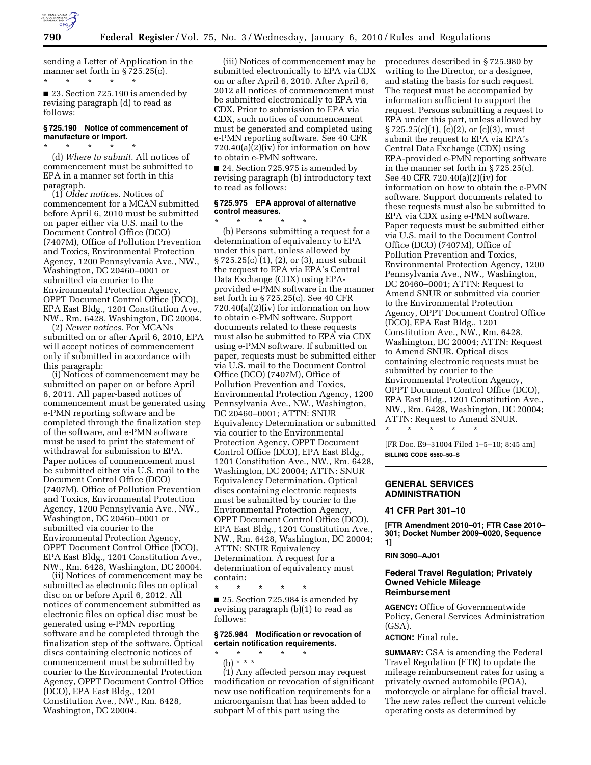sending a Letter of Application in the manner set forth in § 725.25(c).

\* \* \* \* \*

■ 23. Section 725.190 is amended by revising paragraph (d) to read as follows:

### § 725.190 Notice of commencement of manufacture or import.

\* \* \* \* \*

(d) *Where to submit*. All notices of commencement must be submitted to EPA in a manner set forth in this paragraph.

(1) *Older notices*. Notices of commencement for a MCAN submitted before April 6, 2010 must be submitted on paper either via U.S. mail to the Document Control Office (DCO) (7407M), Office of Pollution Prevention and Toxics, Environmental Protection Agency, 1200 Pennsylvania Ave., NW., Washington, DC 20460–0001 or submitted via courier to the Environmental Protection Agency, OPPT Document Control Office (DCO), EPA East Bldg., 1201 Constitution Ave., NW., Rm. 6428, Washington, DC 20004.

(2) *Newer notices*. For MCANs submitted on or after April 6, 2010, EPA will accept notices of commencement only if submitted in accordance with this paragraph:

(i) Notices of commencement may be submitted on paper on or before April 6, 2011. All paper-based notices of commencement must be generated using e-PMN reporting software and be completed through the finalization step of the software, and e-PMN software must be used to print the statement of withdrawal for submission to EPA. Paper notices of commencement must be submitted either via U.S. mail to the Document Control Office (DCO) (7407M), Office of Pollution Prevention and Toxics, Environmental Protection Agency, 1200 Pennsylvania Ave., NW., Washington, DC 20460–0001 or submitted via courier to the Environmental Protection Agency, OPPT Document Control Office (DCO), EPA East Bldg., 1201 Constitution Ave., NW., Rm. 6428, Washington, DC 20004.

(ii) Notices of commencement may be submitted as electronic files on optical disc on or before April 6, 2012. All notices of commencement submitted as electronic files on optical disc must be generated using e-PMN reporting software and be completed through the finalization step of the software. Optical discs containing electronic notices of commencement must be submitted by courier to the Environmental Protection Agency, OPPT Document Control Office (DCO), EPA East Bldg., 1201 Constitution Ave., NW., Rm. 6428, Washington, DC 20004.

(iii) Notices of commencement may be submitted electronically to EPA via CDX on or after April 6, 2010. After April 6, 2012 all notices of commencement must be submitted electronically to EPA via CDX. Prior to submission to EPA via CDX, such notices of commencement must be generated and completed using e-PMN reporting software. See 40 CFR 720.40(a)(2)(iv) for information on how to obtain e-PMN software.

■ 24. Section 725.975 is amended by revising paragraph (b) introductory text to read as follows:

### § 725.975 EPA approval of alternative control measures.

\* \* \* \* \*

(b) Persons submitting a request for a determination of equivalency to EPA under this part, unless allowed by § 725.25(c) (1), (2), or (3), must submit the request to EPA via EPA's Central Data Exchange (CDX) using EPA-provided e-PMN software in the manner set forth in § 725.25(c). See 40 CFR 720.40(a)(2)(iv) for information on how to obtain e-PMN software. Support documents related to these requests must also be submitted to EPA via CDX using e-PMN software. If submitted on paper, requests must be submitted either via U.S. mail to the Document Control Office (DCO) (7407M), Office of Pollution Prevention and Toxics, Environmental Protection Agency, 1200 Pennsylvania Ave., NW., Washington, DC 20460–0001; ATTN: SNUR Equivalency Determination or submitted via courier to the Environmental Protection Agency, OPPT Document Control Office (DCO), EPA East Bldg., 1201 Constitution Ave., NW., Rm. 6428, Washington, DC 20004; ATTN: SNUR Equivalency Determination. Optical discs containing electronic requests must be submitted by courier to the Environmental Protection Agency, OPPT Document Control Office (DCO), EPA East Bldg., 1201 Constitution Ave., NW., Rm. 6428, Washington, DC 20004; ATTN: SNUR Equivalency Determination. A request for a determination of equivalency must contain:

\* \* \* \* \*

■ 25. Section 725.984 is amended by revising paragraph (b)(1) to read as follows:

### § 725.984 Modification or revocation of certain notification requirements.

\* \* \* \* \*

(b) \* \* \*

(1) Any affected person may request modification or revocation of significant new use notification requirements for a microorganism that has been added to subpart M of this part using the procedures described in § 725.980 by writing to the Director, or a designee, and stating the basis for such request. The request must be accompanied by information sufficient to support the request. Persons submitting a request to EPA under this part, unless allowed by § 725.25(c)(1), (c)(2), or (c)(3), must submit the request to EPA via EPA's Central Data Exchange (CDX) using EPA-provided e-PMN reporting software in the manner set forth in § 725.25(c). See 40 CFR 720.40(a)(2)(iv) for information on how to obtain the e-PMN software. Support documents related to these requests must also be submitted to EPA via CDX using e-PMN software. Paper requests must be submitted either via U.S. mail to the Document Control Office (DCO) (7407M), Office of Pollution Prevention and Toxics, Environmental Protection Agency, 1200 Pennsylvania Ave., NW., Washington, DC 20460–0001; ATTN: Request to Amend SNUR or submitted via courier to the Environmental Protection Agency, OPPT Document Control Office (DCO), EPA East Bldg., 1201 Constitution Ave., NW., Rm. 6428, Washington, DC 20004; ATTN: Request to Amend SNUR. Optical discs containing electronic requests must be submitted by courier to the Environmental Protection Agency, OPPT Document Control Office (DCO), EPA East Bldg., 1201 Constitution Ave., NW., Rm. 6428, Washington, DC 20004; ATTN: Request to Amend SNUR.

\* \* \* \* \*

[FR Doc. E9–31004 Filed 1–5–10; 8:45 am]

**BILLING CODE 6560–50–S**

## GENERAL SERVICES ADMINISTRATION

### 41 CFR Part 301–10

**[FTR Amendment 2010–01; FTR Case 2010–301; Docket Number 2009–0020, Sequence 1]**

**RIN 3090–AJ01**

### Federal Travel Regulation; Privately Owned Vehicle Mileage Reimbursement

**AGENCY:** Office of Governmentwide Policy, General Services Administration (GSA).

**ACTION:** Final rule.

**SUMMARY:** GSA is amending the Federal Travel Regulation (FTR) to update the mileage reimbursement rates for using a privately owned automobile (POA), motorcycle or airplane for official travel. The new rates reflect the current vehicle operating costs as determined by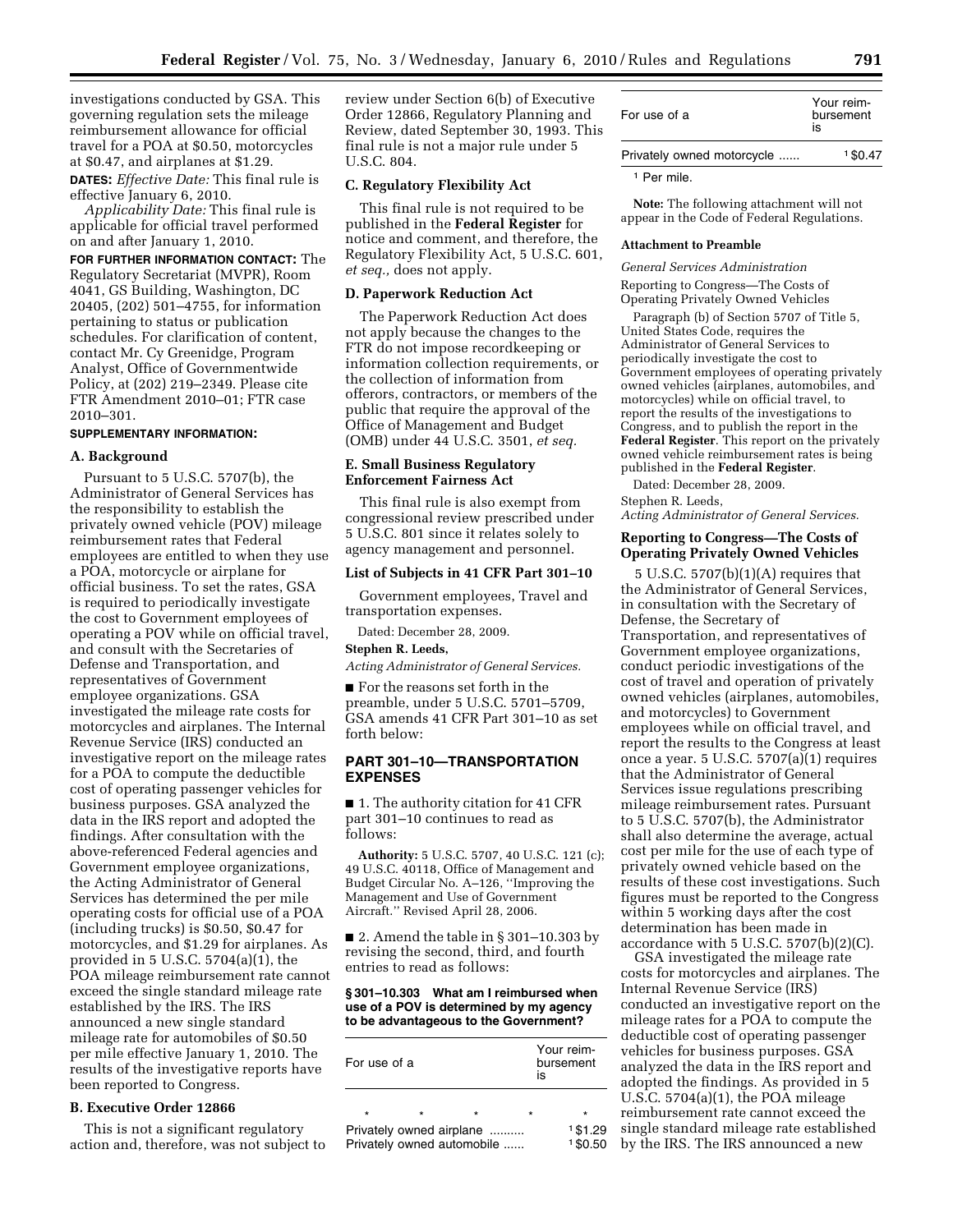investigations conducted by GSA. This governing regulation sets the mileage reimbursement allowance for official travel for a POA at $0.50, motorcycles at $0.47, and airplanes at $1.29.

**DATES:** *Effective Date:* This final rule is effective January 6, 2010.

*Applicability Date:* This final rule is applicable for official travel performed on and after January 1, 2010.

**FOR FURTHER INFORMATION CONTACT:** The Regulatory Secretariat (MVPR), Room 4041, GS Building, Washington, DC 20405, (202) 501–4755, for information pertaining to status or publication schedules. For clarification of content, contact Mr. Cy Greenidge, Program Analyst, Office of Governmentwide Policy, at (202) 219–2349. Please cite FTR Amendment 2010–01; FTR case 2010–301.

**SUPPLEMENTARY INFORMATION:**

### A. Background

Pursuant to 5 U.S.C. 5707(b), the Administrator of General Services has the responsibility to establish the privately owned vehicle (POV) mileage reimbursement rates that Federal employees are entitled to when they use a POA, motorcycle or airplane for official business. To set the rates, GSA is required to periodically investigate the cost to Government employees of operating a POV while on official travel, and consult with the Secretaries of Defense and Transportation, and representatives of Government employee organizations. GSA investigated the mileage rate costs for motorcycles and airplanes. The Internal Revenue Service (IRS) conducted an investigative report on the mileage rates for a POA to compute the deductible cost of operating passenger vehicles for business purposes. GSA analyzed the data in the IRS report and adopted the findings. After consultation with the above-referenced Federal agencies and Government employee organizations, the Acting Administrator of General Services has determined the per mile operating costs for official use of a POA (including trucks) is $0.50, $0.47 for motorcycles, and $1.29 for airplanes. As provided in 5 U.S.C. 5704(a)(1), the POA mileage reimbursement rate cannot exceed the single standard mileage rate established by the IRS. The IRS announced a new single standard mileage rate for automobiles of $0.50 per mile effective January 1, 2010. The results of the investigative reports have been reported to Congress.

### B. Executive Order 12866

This is not a significant regulatory action and, therefore, was not subject to review under Section 6(b) of Executive Order 12866, Regulatory Planning and Review, dated September 30, 1993. This final rule is not a major rule under 5 U.S.C. 804.

### C. Regulatory Flexibility Act

This final rule is not required to be published in the **Federal Register** for notice and comment, and therefore, the Regulatory Flexibility Act, 5 U.S.C. 601, *et seq.,* does not apply.

### D. Paperwork Reduction Act

The Paperwork Reduction Act does not apply because the changes to the FTR do not impose recordkeeping or information collection requirements, or the collection of information from offerors, contractors, or members of the public that require the approval of the Office of Management and Budget (OMB) under 44 U.S.C. 3501, *et seq.*

### E. Small Business Regulatory Enforcement Fairness Act

This final rule is also exempt from congressional review prescribed under 5 U.S.C. 801 since it relates solely to agency management and personnel.

### List of Subjects in 41 CFR Part 301–10

Government employees, Travel and transportation expenses.

Dated: December 28, 2009.

**Stephen R. Leeds,**

*Acting Administrator of General Services.*

■ For the reasons set forth in the preamble, under 5 U.S.C. 5701–5709, GSA amends 41 CFR Part 301–10 as set forth below:

## PART 301–10—TRANSPORTATION EXPENSES

■ 1. The authority citation for 41 CFR part 301–10 continues to read as follows:

**Authority:** 5 U.S.C. 5707, 40 U.S.C. 121 (c); 49 U.S.C. 40118, Office of Management and Budget Circular No. A–126, ''Improving the Management and Use of Government Aircraft.'' Revised April 28, 2006.

■ 2. Amend the table in § 301–10.303 by revising the second, third, and fourth entries to read as follows:

**§ 301–10.303 What am I reimbursed when use of a POV is determined by my agency to be advantageous to the Government?**

| For use of a | Your reimbursement is |
|---|---|
| * * * * | * |
| Privately owned airplane .......... | [1] $1.29 |
| Privately owned automobile ...... | [1] $0.50 |
| Privately owned motorcycle ...... | [1] $0.47 |

[1] Per mile.

**Note:** The following attachment will not appear in the Code of Federal Regulations.

**Attachment to Preamble**

*General Services Administration*

Reporting to Congress—The Costs of Operating Privately Owned Vehicles

Paragraph (b) of Section 5707 of Title 5, United States Code, requires the Administrator of General Services to periodically investigate the cost to Government employees of operating privately owned vehicles (airplanes, automobiles, and motorcycles) while on official travel, to report the results of the investigations to Congress, and to publish the report in the **Federal Register**. This report on the privately owned vehicle reimbursement rates is being published in the **Federal Register**.

Dated: December 28, 2009.

Stephen R. Leeds,

*Acting Administrator of General Services.*

### Reporting to Congress—The Costs of Operating Privately Owned Vehicles

5 U.S.C. 5707(b)(1)(A) requires that the Administrator of General Services, in consultation with the Secretary of Defense, the Secretary of Transportation, and representatives of Government employee organizations, conduct periodic investigations of the cost of travel and operation of privately owned vehicles (airplanes, automobiles, and motorcycles) to Government employees while on official travel, and report the results to the Congress at least once a year. 5 U.S.C. 5707(a)(1) requires that the Administrator of General Services issue regulations prescribing mileage reimbursement rates. Pursuant to 5 U.S.C. 5707(b), the Administrator shall also determine the average, actual cost per mile for the use of each type of privately owned vehicle based on the results of these cost investigations. Such figures must be reported to the Congress within 5 working days after the cost determination has been made in accordance with 5 U.S.C. 5707(b)(2)(C).

GSA investigated the mileage rate costs for motorcycles and airplanes. The Internal Revenue Service (IRS) conducted an investigative report on the mileage rates for a POA to compute the deductible cost of operating passenger vehicles for business purposes. GSA analyzed the data in the IRS report and adopted the findings. As provided in 5 U.S.C. 5704(a)(1), the POA mileage reimbursement rate cannot exceed the single standard mileage rate established by the IRS. The IRS announced a new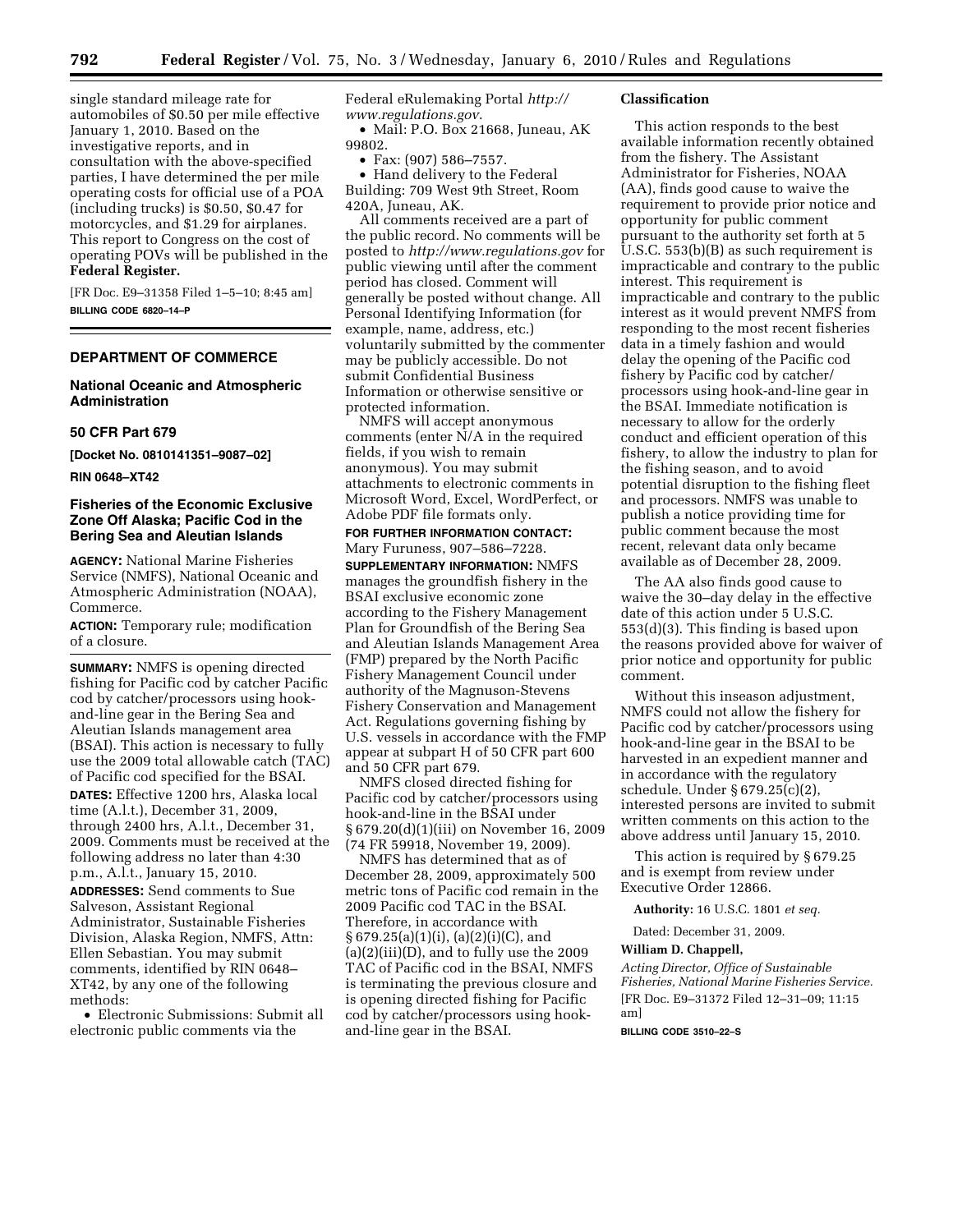single standard mileage rate for automobiles of $0.50 per mile effective January 1, 2010. Based on the investigative reports, and in consultation with the above-specified parties, I have determined the per mile operating costs for official use of a POA (including trucks) is $0.50, $0.47 for motorcycles, and $1.29 for airplanes. This report to Congress on the cost of operating POVs will be published in the **Federal Register.**

[FR Doc. E9–31358 Filed 1–5–10; 8:45 am]

**BILLING CODE 6820–14–P**

---

## DEPARTMENT OF COMMERCE

### National Oceanic and Atmospheric Administration

### 50 CFR Part 679

**[Docket No. 0810141351–9087–02]**

**RIN 0648–XT42**

### Fisheries of the Economic Exclusive Zone Off Alaska; Pacific Cod in the Bering Sea and Aleutian Islands

**AGENCY:** National Marine Fisheries Service (NMFS), National Oceanic and Atmospheric Administration (NOAA), Commerce.

**ACTION:** Temporary rule; modification of a closure.

**SUMMARY:** NMFS is opening directed fishing for Pacific cod by catcher Pacific cod by catcher/processors using hook-and-line gear in the Bering Sea and Aleutian Islands management area (BSAI). This action is necessary to fully use the 2009 total allowable catch (TAC) of Pacific cod specified for the BSAI.

**DATES:** Effective 1200 hrs, Alaska local time (A.l.t.), December 31, 2009, through 2400 hrs, A.l.t., December 31, 2009. Comments must be received at the following address no later than 4:30 p.m., A.l.t., January 15, 2010.

**ADDRESSES:** Send comments to Sue Salveson, Assistant Regional Administrator, Sustainable Fisheries Division, Alaska Region, NMFS, Attn: Ellen Sebastian. You may submit comments, identified by RIN 0648–XT42, by any one of the following methods:

- Electronic Submissions: Submit all electronic public comments via the Federal eRulemaking Portal *http://www.regulations.gov*.
- Mail: P.O. Box 21668, Juneau, AK 99802.
- Fax: (907) 586–7557.
- Hand delivery to the Federal Building: 709 West 9th Street, Room 420A, Juneau, AK.

All comments received are a part of the public record. No comments will be posted to *http://www.regulations.gov* for public viewing until after the comment period has closed. Comment will generally be posted without change. All Personal Identifying Information (for example, name, address, etc.) voluntarily submitted by the commenter may be publicly accessible. Do not submit Confidential Business Information or otherwise sensitive or protected information.

NMFS will accept anonymous comments (enter N/A in the required fields, if you wish to remain anonymous). You may submit attachments to electronic comments in Microsoft Word, Excel, WordPerfect, or Adobe PDF file formats only.

**FOR FURTHER INFORMATION CONTACT:** Mary Furuness, 907–586–7228.

**SUPPLEMENTARY INFORMATION:** NMFS manages the groundfish fishery in the BSAI exclusive economic zone according to the Fishery Management Plan for Groundfish of the Bering Sea and Aleutian Islands Management Area (FMP) prepared by the North Pacific Fishery Management Council under authority of the Magnuson-Stevens Fishery Conservation and Management Act. Regulations governing fishing by U.S. vessels in accordance with the FMP appear at subpart H of 50 CFR part 600 and 50 CFR part 679.

NMFS closed directed fishing for Pacific cod by catcher/processors using hook-and-line in the BSAI under § 679.20(d)(1)(iii) on November 16, 2009 (74 FR 59918, November 19, 2009).

NMFS has determined that as of December 28, 2009, approximately 500 metric tons of Pacific cod remain in the 2009 Pacific cod TAC in the BSAI. Therefore, in accordance with § 679.25(a)(1)(i), (a)(2)(i)(C), and (a)(2)(iii)(D), and to fully use the 2009 TAC of Pacific cod in the BSAI, NMFS is terminating the previous closure and is opening directed fishing for Pacific cod by catcher/processors using hook-and-line gear in the BSAI.

#### Classification

This action responds to the best available information recently obtained from the fishery. The Assistant Administrator for Fisheries, NOAA (AA), finds good cause to waive the requirement to provide prior notice and opportunity for public comment pursuant to the authority set forth at 5 U.S.C. 553(b)(B) as such requirement is impracticable and contrary to the public interest. This requirement is impracticable and contrary to the public interest as it would prevent NMFS from responding to the most recent fisheries data in a timely fashion and would delay the opening of the Pacific cod fishery by Pacific cod by catcher/processors using hook-and-line gear in the BSAI. Immediate notification is necessary to allow for the orderly conduct and efficient operation of this fishery, to allow the industry to plan for the fishing season, and to avoid potential disruption to the fishing fleet and processors. NMFS was unable to publish a notice providing time for public comment because the most recent, relevant data only became available as of December 28, 2009.

The AA also finds good cause to waive the 30–day delay in the effective date of this action under 5 U.S.C. 553(d)(3). This finding is based upon the reasons provided above for waiver of prior notice and opportunity for public comment.

Without this inseason adjustment, NMFS could not allow the fishery for Pacific cod by catcher/processors using hook-and-line gear in the BSAI to be harvested in an expedient manner and in accordance with the regulatory schedule. Under § 679.25(c)(2), interested persons are invited to submit written comments on this action to the above address until January 15, 2010.

This action is required by § 679.25 and is exempt from review under Executive Order 12866.

**Authority:** 16 U.S.C. 1801 *et seq.*

Dated: December 31, 2009.

**William D. Chappell,**

*Acting Director, Office of Sustainable Fisheries, National Marine Fisheries Service.*

[FR Doc. E9–31372 Filed 12–31–09; 11:15 am]

**BILLING CODE 3510–22–S**